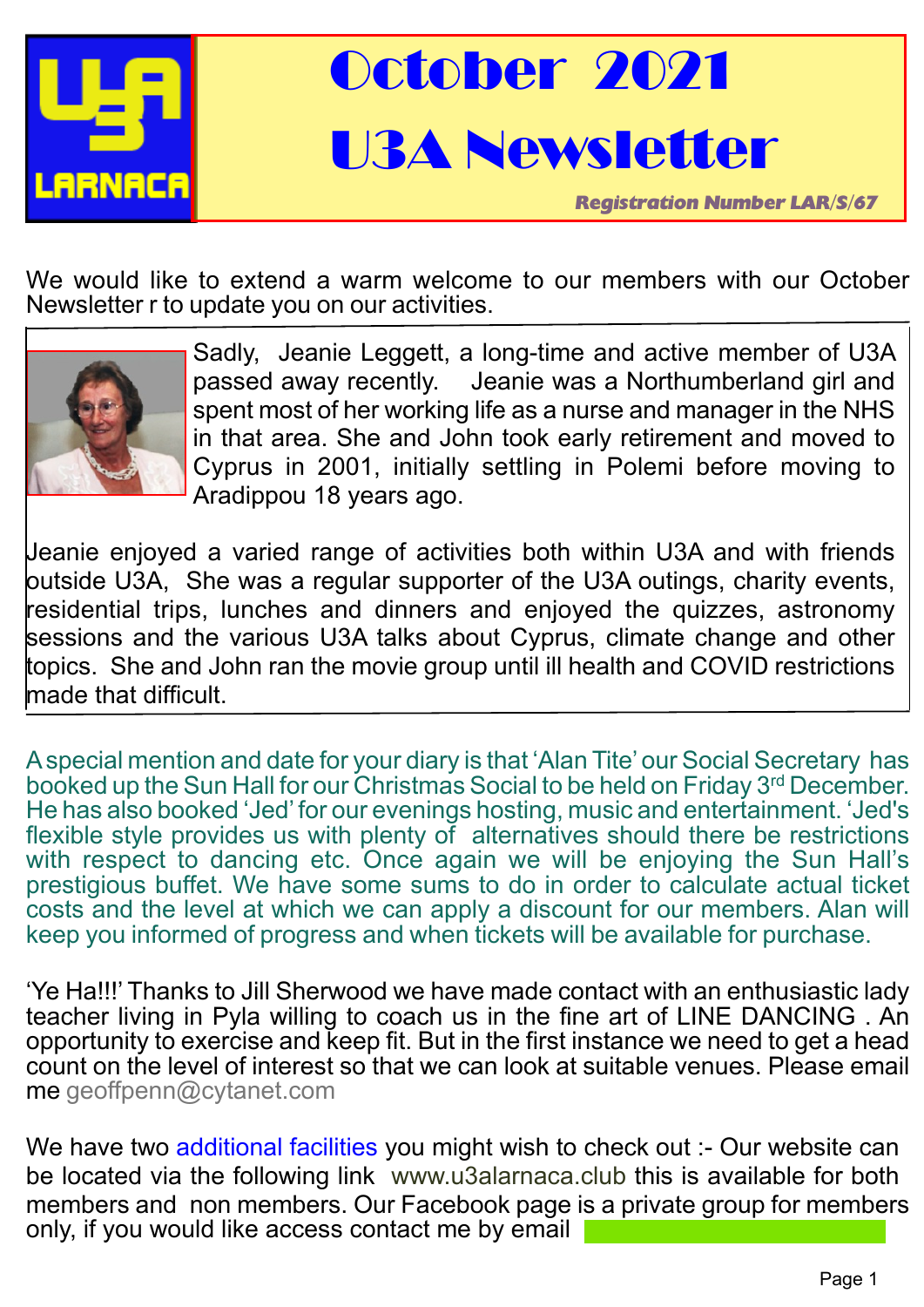# October 2021 U3A Newsletter

***Registration Number LAR/S/67***

We would like to extend a warm welcome to our members with our October Newsletter r to update you on our activities.

Sadly, Jeanie Leggett, a long-time and active member of U3A passed away recently. Jeanie was a Northumberland girl and spent most of her working life as a nurse and manager in the NHS in that area. She and John took early retirement and moved to Cyprus in 2001, initially settling in Polemi before moving to Aradippou 18 years ago.

Jeanie enjoyed a varied range of activities both within U3A and with friends outside U3A, She was a regular supporter of the U3A outings, charity events, residential trips, lunches and dinners and enjoyed the quizzes, astronomy sessions and the various U3A talks about Cyprus, climate change and other topics. She and John ran the movie group until ill health and COVID restrictions made that difficult.

A special mention and date for your diary is that 'Alan Tite' our Social Secretary has booked up the Sun Hall for our Christmas Social to be held on Friday 3rd December. He has also booked 'Jed' for our evenings hosting, music and entertainment. 'Jed's flexible style provides us with plenty of alternatives should there be restrictions with respect to dancing etc. Once again we will be enjoying the Sun Hall's prestigious buffet. We have some sums to do in order to calculate actual ticket costs and the level at which we can apply a discount for our members. Alan will keep you informed of progress and when tickets will be available for purchase.

'Ye Ha!!!' Thanks to Jill Sherwood we have made contact with an enthusiastic lady teacher living in Pyla willing to coach us in the fine art of LINE DANCING . An opportunity to exercise and keep fit. But in the first instance we need to get a head count on the level of interest so that we can look at suitable venues. Please email me geoffpenn@cytanet.com

We have two additional facilities you might wish to check out :- Our website can be located via the following link www.u3alarnaca.club this is available for both members and non members. Our Facebook page is a private group for members only, if you would like access contact me by email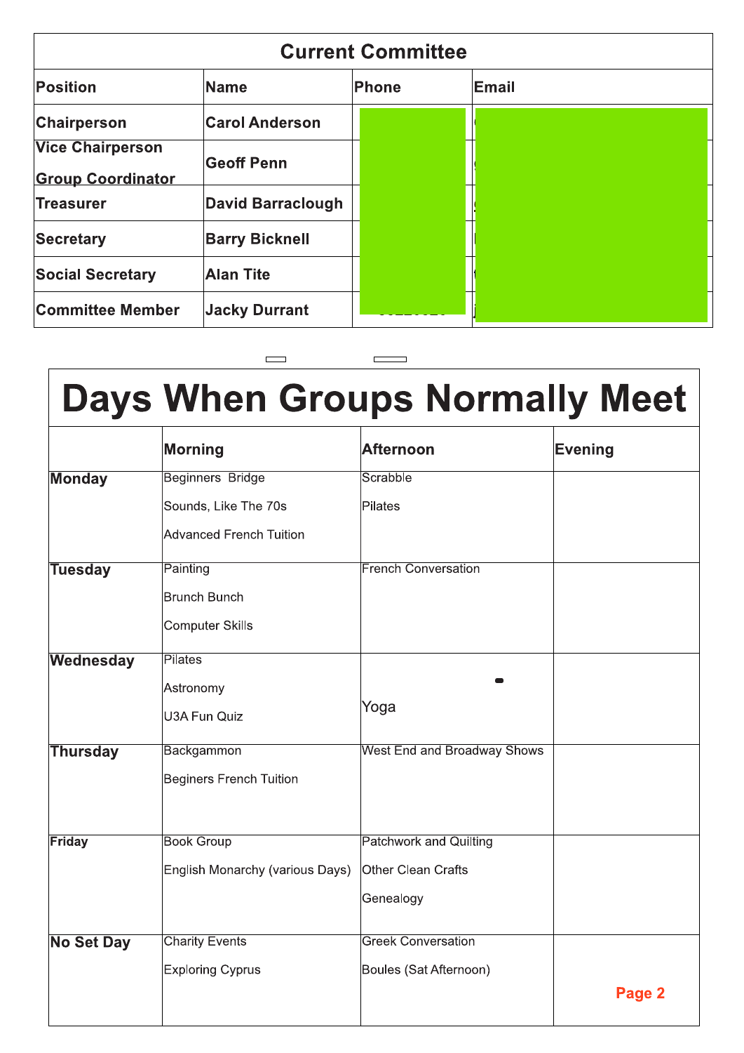## Current Committee

| Position | Name | Phone | Email |
|---|---|---|---|
| Chairperson | Carol Anderson | | |
| Vice Chairperson<br>Group Coordinator | Geoff Penn | | |
| Treasurer | David Barraclough | | |
| Secretary | Barry Bicknell | | |
| Social Secretary | Alan Tite | | |
| Committee Member | Jacky Durrant | | |

# Days When Groups Normally Meet

| | Morning | Afternoon | Evening |
|---|---|---|---|
| **Monday** | Beginners Bridge<br>Sounds, Like The 70s<br>Advanced French Tuition | Scrabble<br>Pilates | |
| **Tuesday** | Painting<br>Brunch Bunch<br>Computer Skills | French Conversation | |
| **Wednesday** | Pilates<br>Astronomy<br>U3A Fun Quiz | Yoga | |
| **Thursday** | Backgammon<br>Beginers French Tuition | West End and Broadway Shows | |
| **Friday** | Book Group<br>English Monarchy (various Days) | Patchwork and Quilting<br>Other Clean Crafts<br>Genealogy | |
| **No Set Day** | Charity Events<br>Exploring Cyprus | Greek Conversation<br>Boules (Sat Afternoon) | |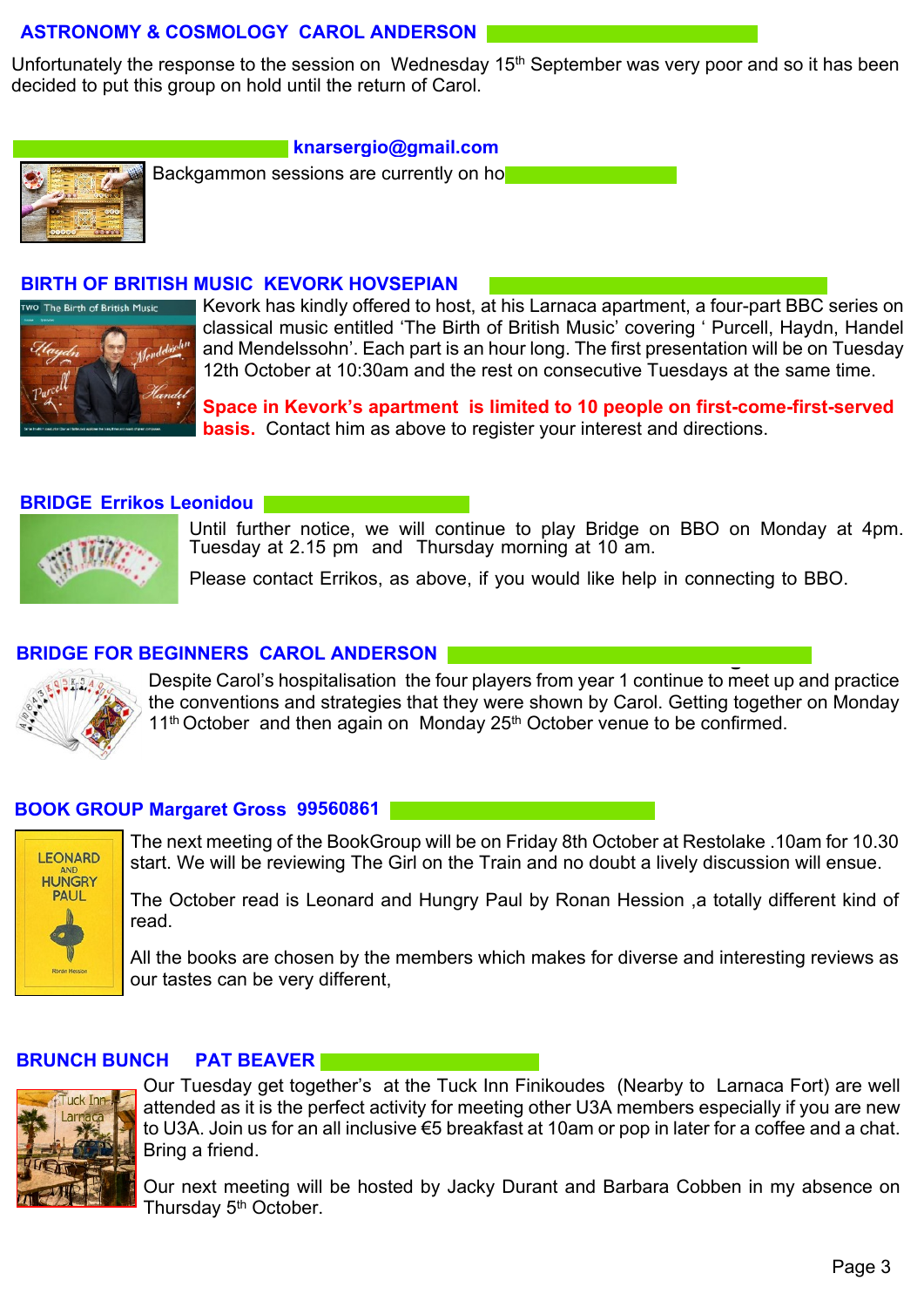## ASTRONOMY & COSMOLOGY CAROL ANDERSON

Unfortunately the response to the session on Wednesday 15th September was very poor and so it has been decided to put this group on hold until the return of Carol.

## knarsergio@gmail.com

Backgammon sessions are currently on ho

## BIRTH OF BRITISH MUSIC KEVORK HOVSEPIAN

Kevork has kindly offered to host, at his Larnaca apartment, a four-part BBC series on classical music entitled 'The Birth of British Music' covering ' Purcell, Haydn, Handel and Mendelssohn'. Each part is an hour long. The first presentation will be on Tuesday 12th October at 10:30am and the rest on consecutive Tuesdays at the same time.

**Space in Kevork's apartment is limited to 10 people on first-come-first-served basis.** Contact him as above to register your interest and directions.

## BRIDGE Errikos Leonidou

Until further notice, we will continue to play Bridge on BBO on Monday at 4pm. Tuesday at 2.15 pm and Thursday morning at 10 am.

Please contact Errikos, as above, if you would like help in connecting to BBO.

## BRIDGE FOR BEGINNERS CAROL ANDERSON

Despite Carol's hospitalisation the four players from year 1 continue to meet up and practice the conventions and strategies that they were shown by Carol. Getting together on Monday 11th October and then again on Monday 25th October venue to be confirmed.

## BOOK GROUP Margaret Gross 99560861

The next meeting of the BookGroup will be on Friday 8th October at Restolake .10am for 10.30 start. We will be reviewing The Girl on the Train and no doubt a lively discussion will ensue.

The October read is Leonard and Hungry Paul by Ronan Hession ,a totally different kind of read.

All the books are chosen by the members which makes for diverse and interesting reviews as our tastes can be very different,

## BRUNCH BUNCH PAT BEAVER

Our Tuesday get together's at the Tuck Inn Finikoudes (Nearby to Larnaca Fort) are well attended as it is the perfect activity for meeting other U3A members especially if you are new to U3A. Join us for an all inclusive €5 breakfast at 10am or pop in later for a coffee and a chat. Bring a friend.

Our next meeting will be hosted by Jacky Durant and Barbara Cobben in my absence on Thursday 5th October.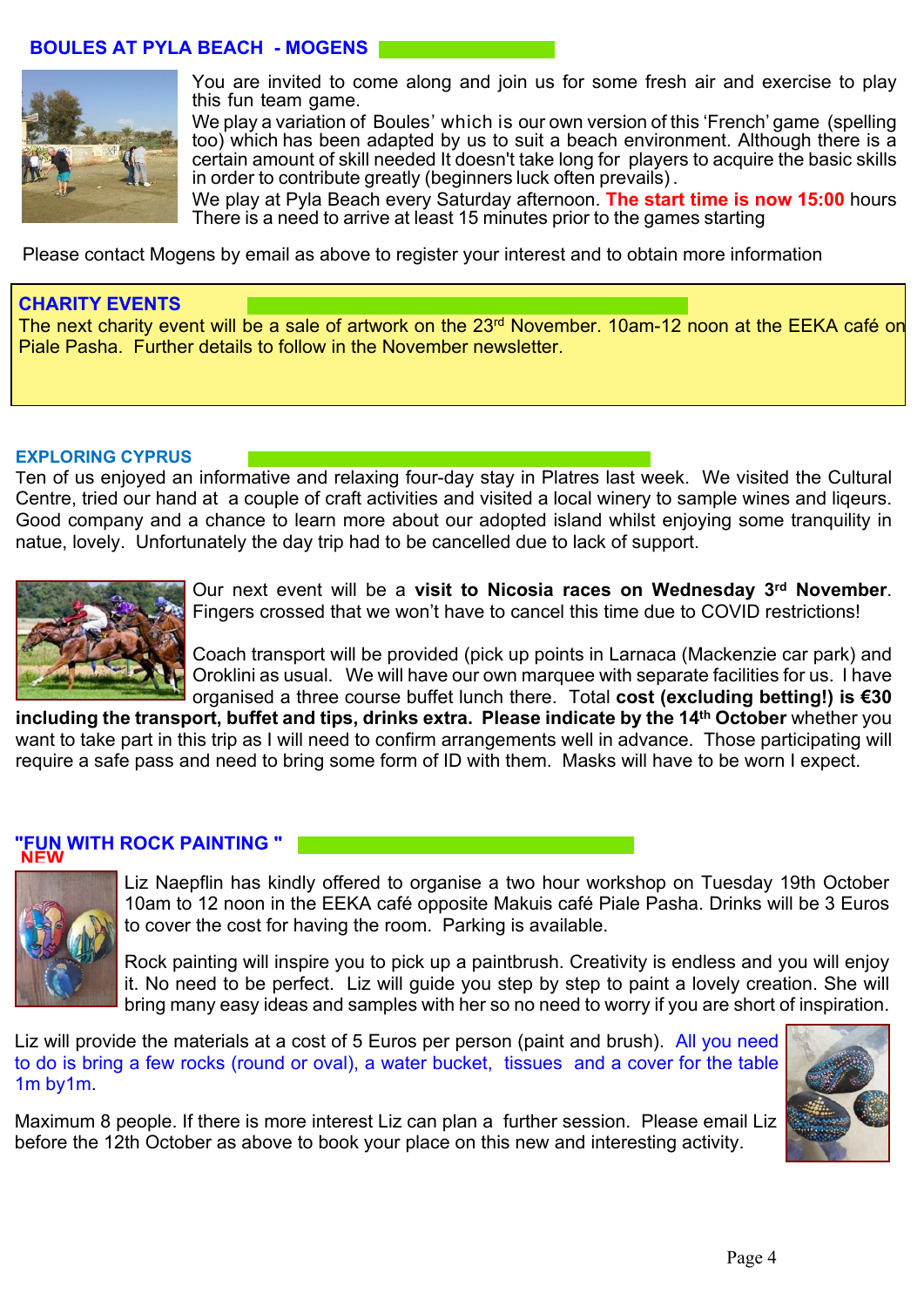## BOULES AT PYLA BEACH - MOGENS

You are invited to come along and join us for some fresh air and exercise to play this fun team game.

We play a variation of Boules' which is our own version of this 'French' game (spelling too) which has been adapted by us to suit a beach environment. Although there is a certain amount of skill needed It doesn't take long for players to acquire the basic skills in order to contribute greatly (beginners luck often prevails).

We play at Pyla Beach every Saturday afternoon. **The start time is now 15:00** hours There is a need to arrive at least 15 minutes prior to the games starting

Please contact Mogens by email as above to register your interest and to obtain more information

## CHARITY EVENTS

The next charity event will be a sale of artwork on the 23rd November. 10am-12 noon at the EEKA café on Piale Pasha. Further details to follow in the November newsletter.

## EXPLORING CYPRUS

Ten of us enjoyed an informative and relaxing four-day stay in Platres last week. We visited the Cultural Centre, tried our hand at a couple of craft activities and visited a local winery to sample wines and liqeurs. Good company and a chance to learn more about our adopted island whilst enjoying some tranquility in natue, lovely. Unfortunately the day trip had to be cancelled due to lack of support.

Our next event will be a **visit to Nicosia races on Wednesday 3rd November**. Fingers crossed that we won't have to cancel this time due to COVID restrictions!

Coach transport will be provided (pick up points in Larnaca (Mackenzie car park) and Oroklini as usual. We will have our own marquee with separate facilities for us. I have organised a three course buffet lunch there. Total **cost (excluding betting!) is €30 including the transport, buffet and tips, drinks extra. Please indicate by the 14th October** whether you want to take part in this trip as I will need to confirm arrangements well in advance. Those participating will require a safe pass and need to bring some form of ID with them. Masks will have to be worn I expect.

## "FUN WITH ROCK PAINTING "

NEW

Liz Naepflin has kindly offered to organise a two hour workshop on Tuesday 19th October 10am to 12 noon in the EEKA café opposite Makuis café Piale Pasha. Drinks will be 3 Euros to cover the cost for having the room. Parking is available.

Rock painting will inspire you to pick up a paintbrush. Creativity is endless and you will enjoy it. No need to be perfect. Liz will guide you step by step to paint a lovely creation. She will bring many easy ideas and samples with her so no need to worry if you are short of inspiration.

Liz will provide the materials at a cost of 5 Euros per person (paint and brush). All you need to do is bring a few rocks (round or oval), a water bucket, tissues and a cover for the table 1m by1m.

Maximum 8 people. If there is more interest Liz can plan a further session. Please email Liz before the 12th October as above to book your place on this new and interesting activity.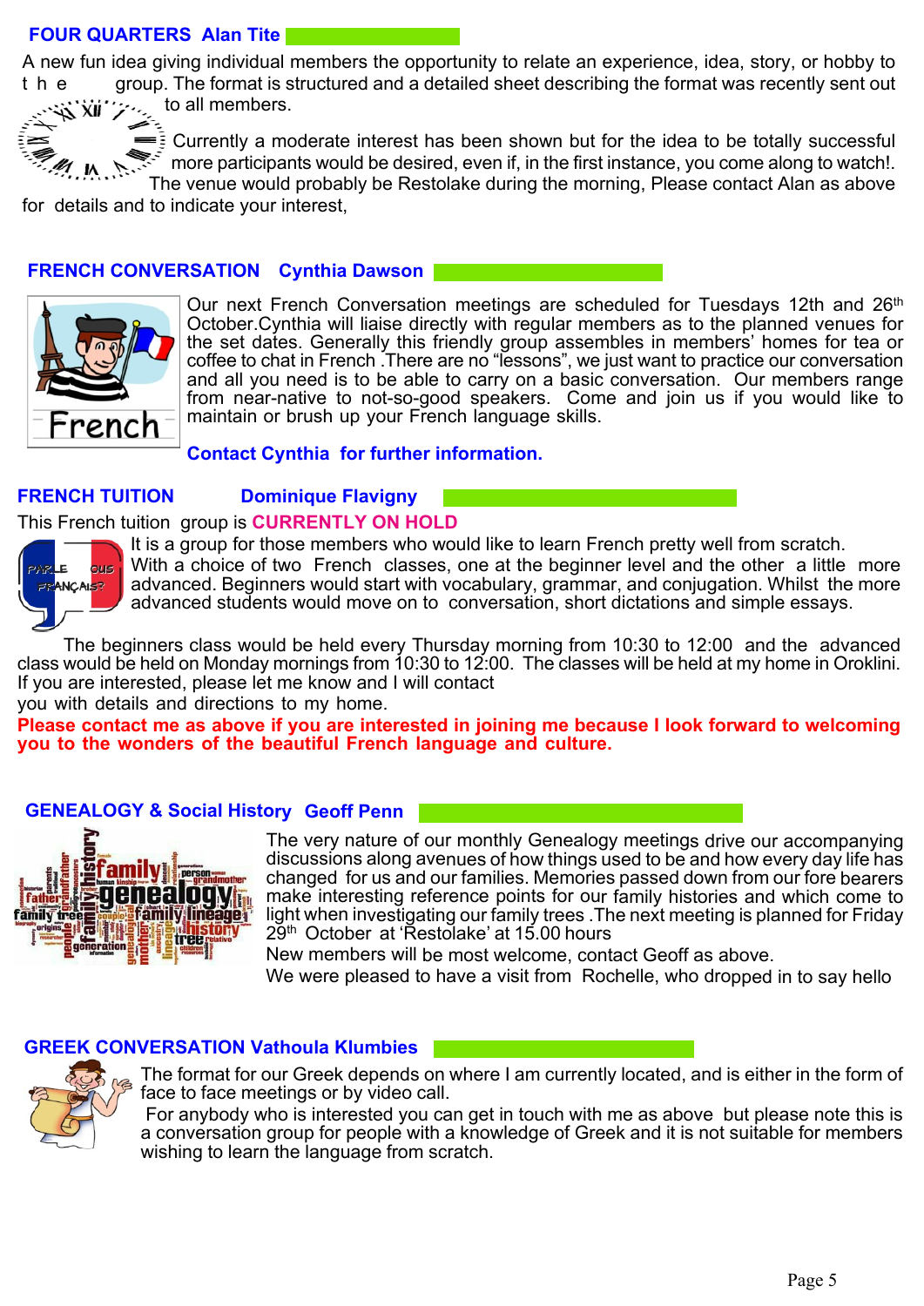## FOUR QUARTERS Alan Tite

A new fun idea giving individual members the opportunity to relate an experience, idea, story, or hobby to the group. The format is structured and a detailed sheet describing the format was recently sent out to all members.

Currently a moderate interest has been shown but for the idea to be totally successful more participants would be desired, even if, in the first instance, you come along to watch!. The venue would probably be Restolake during the morning, Please contact Alan as above for details and to indicate your interest,

## FRENCH CONVERSATION Cynthia Dawson

Our next French Conversation meetings are scheduled for Tuesdays 12th and 26th October.Cynthia will liaise directly with regular members as to the planned venues for the set dates. Generally this friendly group assembles in members' homes for tea or coffee to chat in French .There are no "lessons", we just want to practice our conversation and all you need is to be able to carry on a basic conversation. Our members range from near-native to not-so-good speakers. Come and join us if you would like to maintain or brush up your French language skills.

**Contact Cynthia for further information.**

## FRENCH TUITION Dominique Flavigny

This French tuition group is **CURRENTLY ON HOLD**

It is a group for those members who would like to learn French pretty well from scratch. With a choice of two French classes, one at the beginner level and the other a little more advanced. Beginners would start with vocabulary, grammar, and conjugation. Whilst the more advanced students would move on to conversation, short dictations and simple essays.

The beginners class would be held every Thursday morning from 10:30 to 12:00 and the advanced class would be held on Monday mornings from 10:30 to 12:00. The classes will be held at my home in Oroklini. If you are interested, please let me know and I will contact you with details and directions to my home.

**Please contact me as above if you are interested in joining me because I look forward to welcoming you to the wonders of the beautiful French language and culture.**

## GENEALOGY & Social History Geoff Penn

The very nature of our monthly Genealogy meetings drive our accompanying discussions along avenues of how things used to be and how every day life has changed for us and our families. Memories passed down from our fore bearers make interesting reference points for our family histories and which come to light when investigating our family trees .The next meeting is planned for Friday 29th October at 'Restolake' at 15.00 hours

New members will be most welcome, contact Geoff as above.

We were pleased to have a visit from Rochelle, who dropped in to say hello

## GREEK CONVERSATION Vathoula Klumbies

The format for our Greek depends on where I am currently located, and is either in the form of face to face meetings or by video call.

For anybody who is interested you can get in touch with me as above but please note this is a conversation group for people with a knowledge of Greek and it is not suitable for members wishing to learn the language from scratch.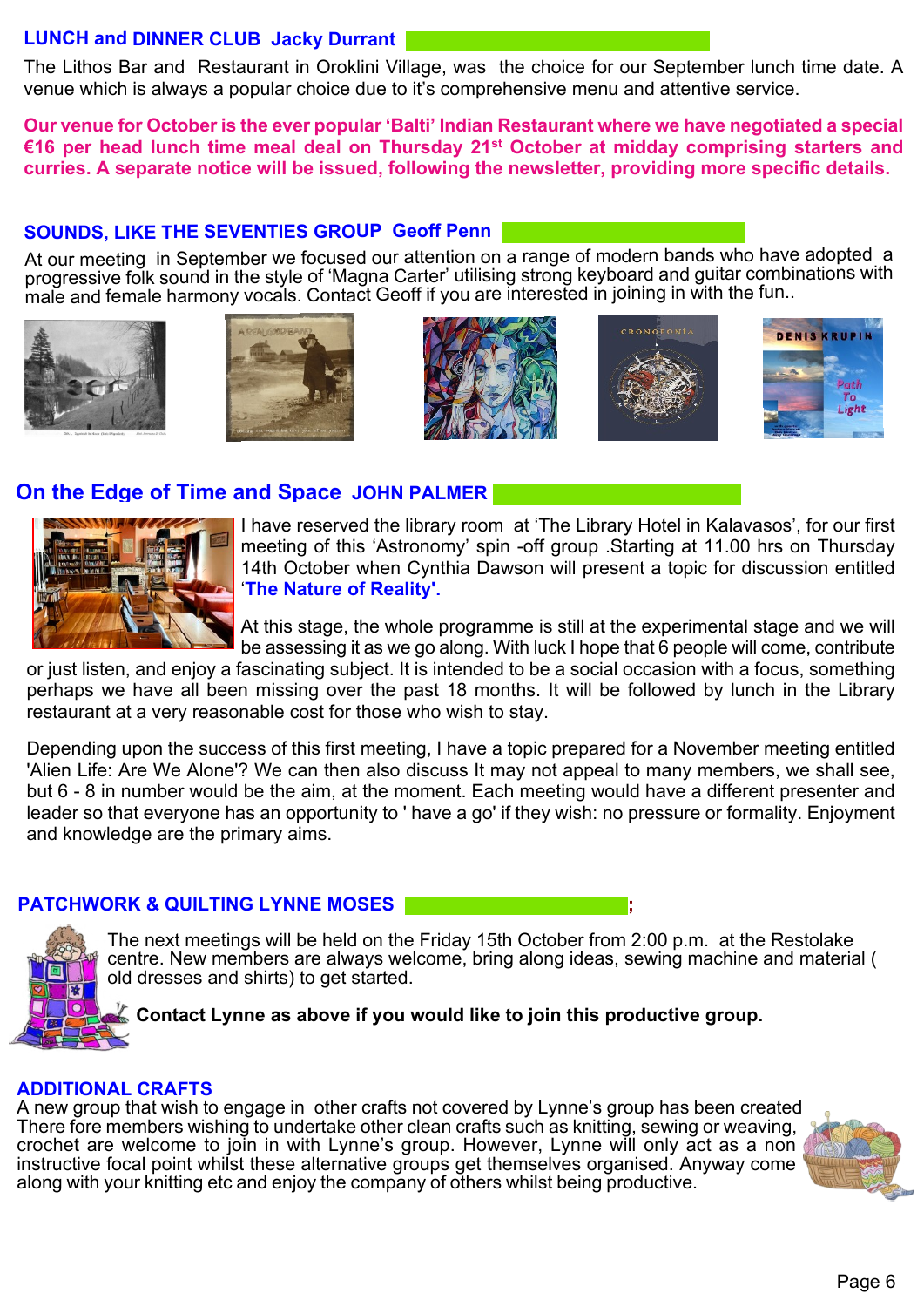## LUNCH and DINNER CLUB Jacky Durrant

The Lithos Bar and Restaurant in Oroklini Village, was the choice for our September lunch time date. A venue which is always a popular choice due to it's comprehensive menu and attentive service.

**Our venue for October is the ever popular 'Balti' Indian Restaurant where we have negotiated a special €16 per head lunch time meal deal on Thursday 21st October at midday comprising starters and curries. A separate notice will be issued, following the newsletter, providing more specific details.**

## SOUNDS, LIKE THE SEVENTIES GROUP Geoff Penn

At our meeting in September we focused our attention on a range of modern bands who have adopted a progressive folk sound in the style of 'Magna Carter' utilising strong keyboard and guitar combinations with male and female harmony vocals. Contact Geoff if you are interested in joining in with the fun..

## On the Edge of Time and Space JOHN PALMER

I have reserved the library room at 'The Library Hotel in Kalavasos', for our first meeting of this 'Astronomy' spin -off group .Starting at 11.00 hrs on Thursday 14th October when Cynthia Dawson will present a topic for discussion entitled '**The Nature of Reality'.**

At this stage, the whole programme is still at the experimental stage and we will be assessing it as we go along. With luck I hope that 6 people will come, contribute or just listen, and enjoy a fascinating subject. It is intended to be a social occasion with a focus, something perhaps we have all been missing over the past 18 months. It will be followed by lunch in the Library restaurant at a very reasonable cost for those who wish to stay.

Depending upon the success of this first meeting, I have a topic prepared for a November meeting entitled 'Alien Life: Are We Alone'? We can then also discuss It may not appeal to many members, we shall see, but 6 - 8 in number would be the aim, at the moment. Each meeting would have a different presenter and leader so that everyone has an opportunity to ' have a go' if they wish: no pressure or formality. Enjoyment and knowledge are the primary aims.

## PATCHWORK & QUILTING LYNNE MOSES ;

The next meetings will be held on the Friday 15th October from 2:00 p.m. at the Restolake centre. New members are always welcome, bring along ideas, sewing machine and material ( old dresses and shirts) to get started.

**Contact Lynne as above if you would like to join this productive group.**

## ADDITIONAL CRAFTS

A new group that wish to engage in other crafts not covered by Lynne's group has been created There fore members wishing to undertake other clean crafts such as knitting, sewing or weaving, crochet are welcome to join in with Lynne's group. However, Lynne will only act as a non instructive focal point whilst these alternative groups get themselves organised. Anyway come along with your knitting etc and enjoy the company of others whilst being productive.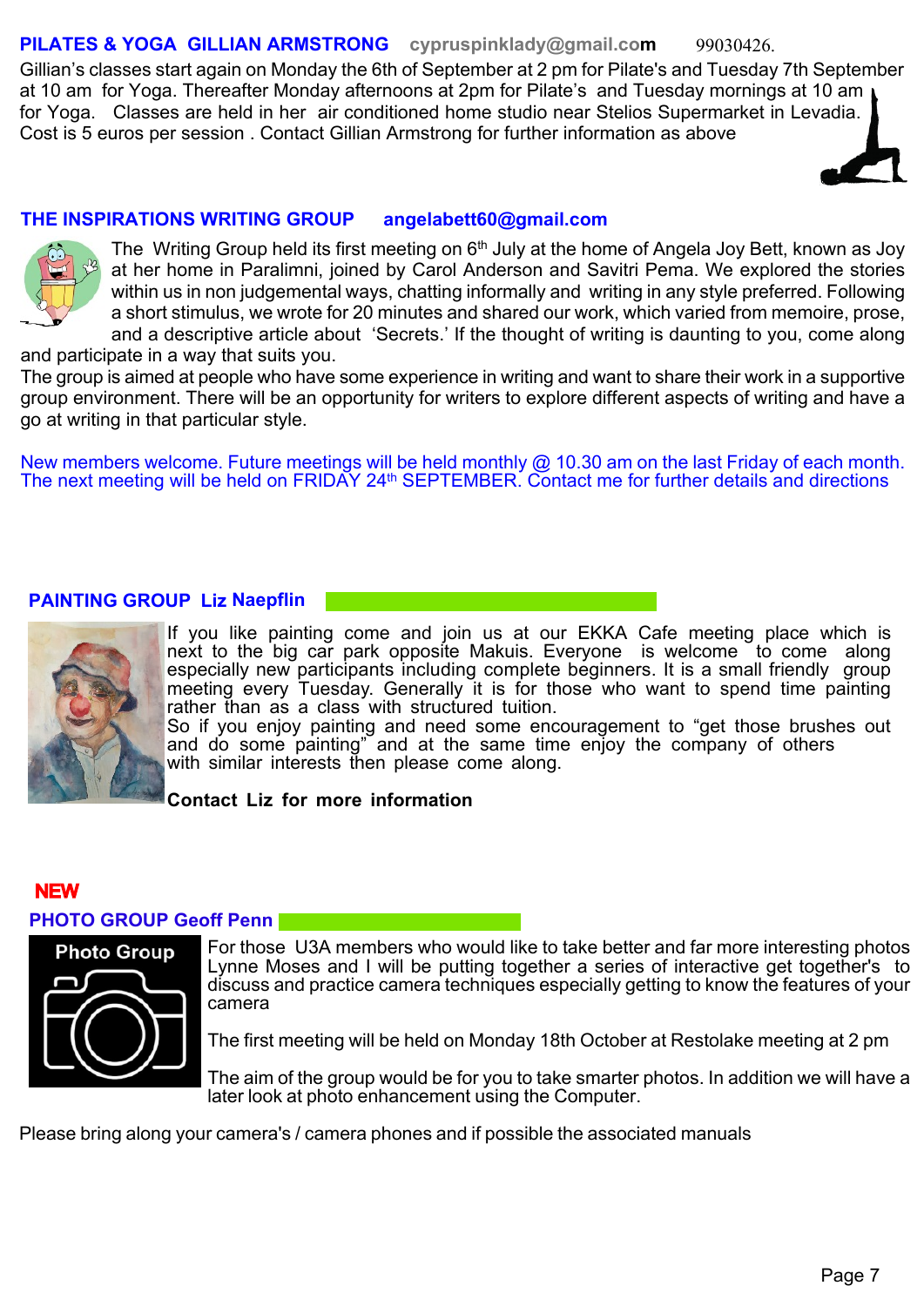## PILATES & YOGA GILLIAN ARMSTRONG cypruspinklady@gmail.com 99030426.

Gillian's classes start again on Monday the 6th of September at 2 pm for Pilate's and Tuesday 7th September at 10 am for Yoga. Thereafter Monday afternoons at 2pm for Pilate's and Tuesday mornings at 10 am for Yoga. Classes are held in her air conditioned home studio near Stelios Supermarket in Levadia. Cost is 5 euros per session . Contact Gillian Armstrong for further information as above

## THE INSPIRATIONS WRITING GROUP angelabett60@gmail.com

The Writing Group held its first meeting on 6th July at the home of Angela Joy Bett, known as Joy at her home in Paralimni, joined by Carol Anderson and Savitri Pema. We explored the stories within us in non judgemental ways, chatting informally and writing in any style preferred. Following a short stimulus, we wrote for 20 minutes and shared our work, which varied from memoire, prose, and a descriptive article about 'Secrets.' If the thought of writing is daunting to you, come along and participate in a way that suits you.

The group is aimed at people who have some experience in writing and want to share their work in a supportive group environment. There will be an opportunity for writers to explore different aspects of writing and have a go at writing in that particular style.

New members welcome. Future meetings will be held monthly @ 10.30 am on the last Friday of each month. The next meeting will be held on FRIDAY 24th SEPTEMBER. Contact me for further details and directions

## PAINTING GROUP Liz Naepflin

If you like painting come and join us at our EKKA Cafe meeting place which is next to the big car park opposite Makuis. Everyone is welcome to come along especially new participants including complete beginners. It is a small friendly group meeting every Tuesday. Generally it is for those who want to spend time painting rather than as a class with structured tuition.

So if you enjoy painting and need some encouragement to "get those brushes out and do some painting" and at the same time enjoy the company of others with similar interests then please come along.

**Contact Liz for more information**

**NEW**

## PHOTO GROUP Geoff Penn

For those U3A members who would like to take better and far more interesting photos Lynne Moses and I will be putting together a series of interactive get together's to discuss and practice camera techniques especially getting to know the features of your camera

The first meeting will be held on Monday 18th October at Restolake meeting at 2 pm

The aim of the group would be for you to take smarter photos. In addition we will have a later look at photo enhancement using the Computer.

Please bring along your camera's / camera phones and if possible the associated manuals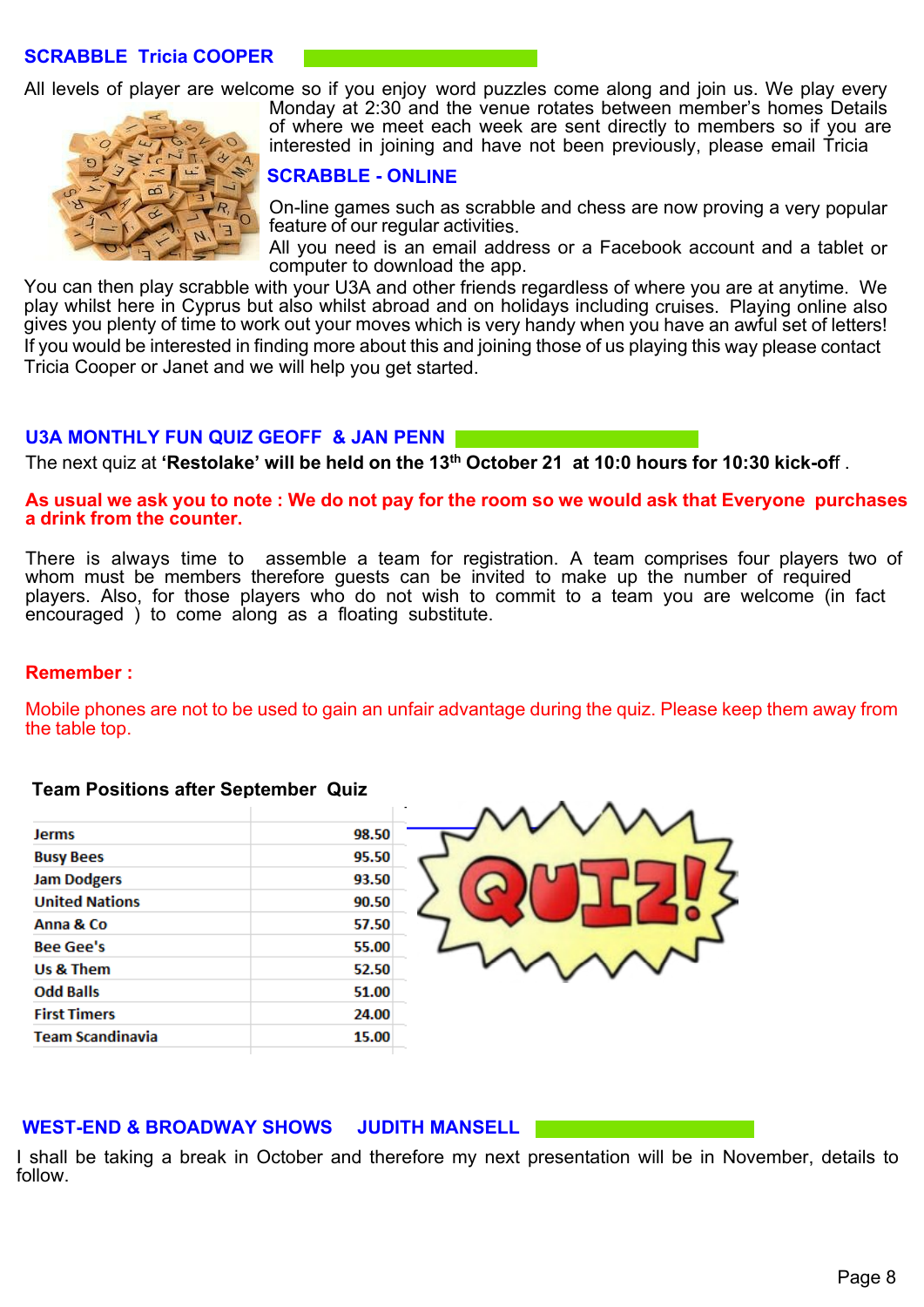## SCRABBLE Tricia COOPER

All levels of player are welcome so if you enjoy word puzzles come along and join us. We play every Monday at 2:30 and the venue rotates between member's homes Details of where we meet each week are sent directly to members so if you are interested in joining and have not been previously, please email Tricia

## SCRABBLE - ONLINE

On-line games such as scrabble and chess are now proving a very popular feature of our regular activities.

All you need is an email address or a Facebook account and a tablet or computer to download the app.

You can then play scrabble with your U3A and other friends regardless of where you are at anytime. We play whilst here in Cyprus but also whilst abroad and on holidays including cruises. Playing online also gives you plenty of time to work out your moves which is very handy when you have an awful set of letters!

If you would be interested in finding more about this and joining those of us playing this way please contact Tricia Cooper or Janet and we will help you get started.

## U3A MONTHLY FUN QUIZ GEOFF & JAN PENN

The next quiz at **'Restolake' will be held on the 13th October 21 at 10:0 hours for 10:30 kick-off** .

**As usual we ask you to note : We do not pay for the room so we would ask that Everyone purchases a drink from the counter.**

There is always time to assemble a team for registration. A team comprises four players two of whom must be members therefore guests can be invited to make up the number of required players. Also, for those players who do not wish to commit to a team you are welcome (in fact encouraged ) to come along as a floating substitute.

**Remember :**

Mobile phones are not to be used to gain an unfair advantage during the quiz. Please keep them away from the table top.

**Team Positions after September Quiz**

| | |
|---|---|
| Jerms | 98.50 |
| Busy Bees | 95.50 |
| Jam Dodgers | 93.50 |
| United Nations | 90.50 |
| Anna & Co | 57.50 |
| Bee Gee's | 55.00 |
| Us & Them | 52.50 |
| Odd Balls | 51.00 |
| First Timers | 24.00 |
| Team Scandinavia | 15.00 |

## WEST-END & BROADWAY SHOWS JUDITH MANSELL

I shall be taking a break in October and therefore my next presentation will be in November, details to follow.